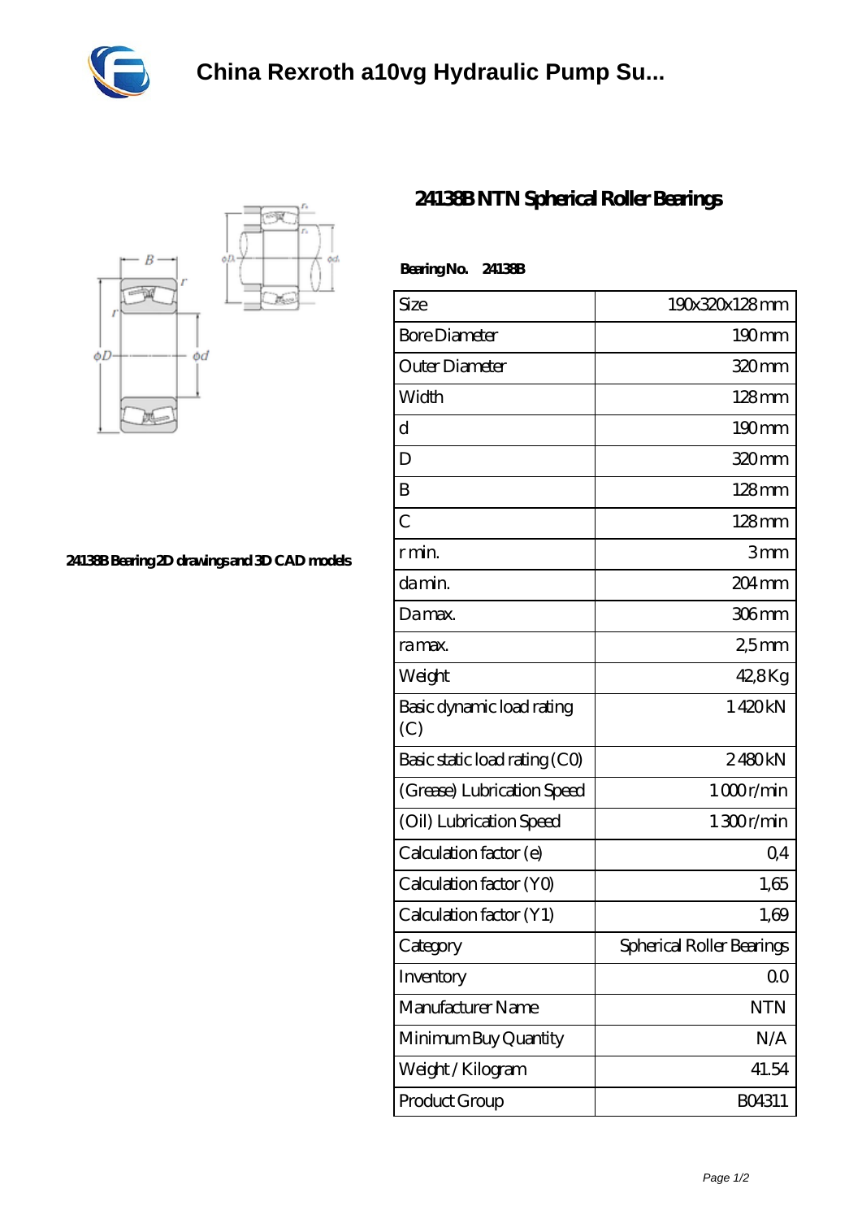# China Rexroth a10vg Hydraulic Pump Su...

## 24138B NTN Spherical Roller Bearings

**Bearing No. 24138B**

24138B Bearing 2D drawings and 3D CAD models

| Size | 190x320x128 mm |
|---|---|
| Bore Diameter | 190 mm |
| Outer Diameter | 320 mm |
| Width | 128 mm |
| d | 190 mm |
| D | 320 mm |
| B | 128 mm |
| C | 128 mm |
| r min. | 3 mm |
| da min. | 204 mm |
| Da max. | 306 mm |
| ra max. | 2,5 mm |
| Weight | 42,8 Kg |
| Basic dynamic load rating (C) | 1 420 kN |
| Basic static load rating (C0) | 2 480 kN |
| (Grease) Lubrication Speed | 1 000 r/min |
| (Oil) Lubrication Speed | 1 300 r/min |
| Calculation factor (e) | 0,4 |
| Calculation factor (Y0) | 1,65 |
| Calculation factor (Y1) | 1,69 |
| Category | Spherical Roller Bearings |
| Inventory | 0.0 |
| Manufacturer Name | NTN |
| Minimum Buy Quantity | N/A |
| Weight / Kilogram | 41.54 |
| Product Group | B04311 |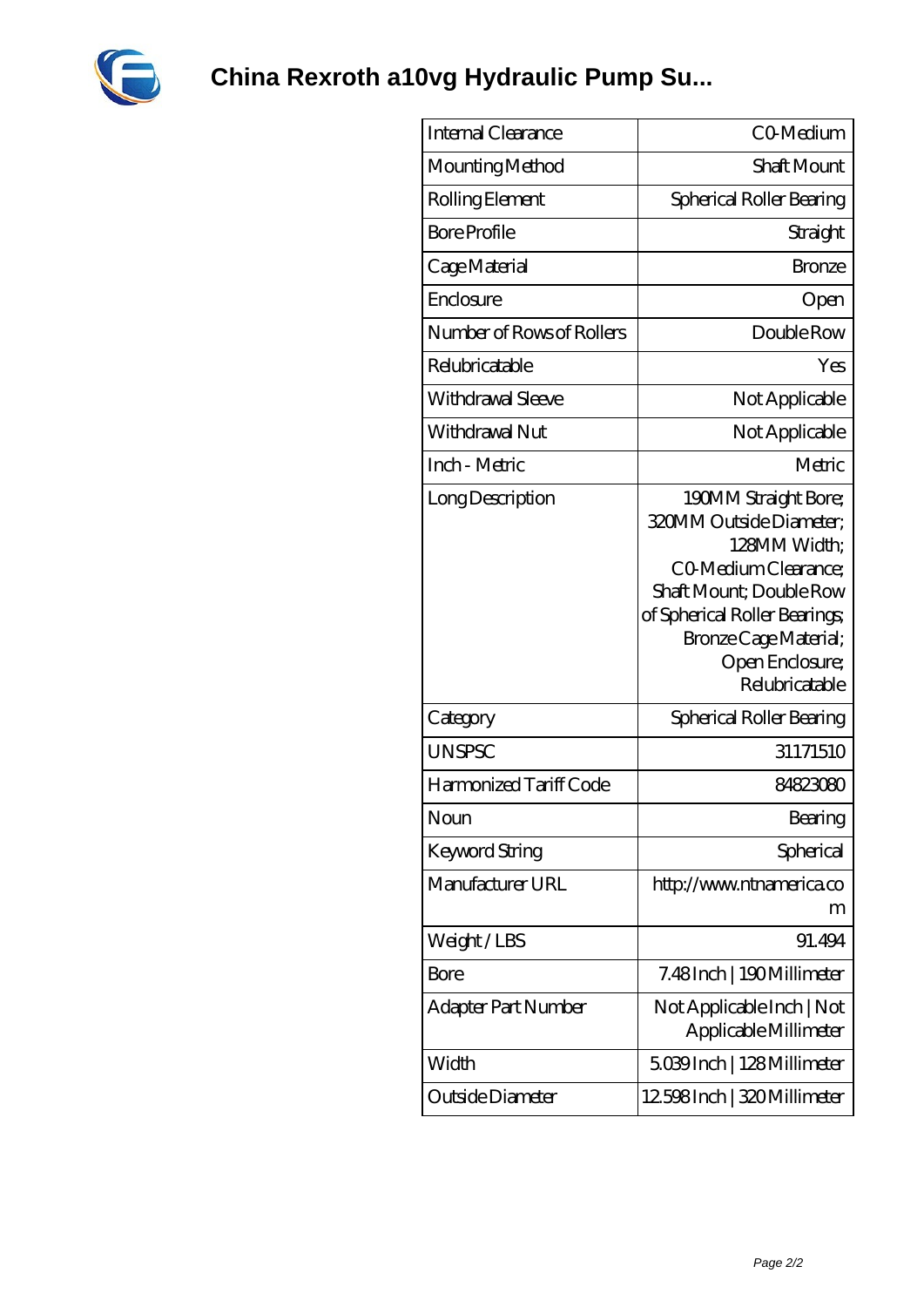# China Rexroth a10vg Hydraulic Pump Su...

| | |
|---|---|
| Internal Clearance | C0-Medium |
| Mounting Method | Shaft Mount |
| Rolling Element | Spherical Roller Bearing |
| Bore Profile | Straight |
| Cage Material | Bronze |
| Enclosure | Open |
| Number of Rows of Rollers | Double Row |
| Relubricatable | Yes |
| Withdrawal Sleeve | Not Applicable |
| Withdrawal Nut | Not Applicable |
| Inch - Metric | Metric |
| Long Description | 190MM Straight Bore; 320MM Outside Diameter; 128MM Width; C0-Medium Clearance; Shaft Mount; Double Row of Spherical Roller Bearings; Bronze Cage Material; Open Enclosure; Relubricatable |
| Category | Spherical Roller Bearing |
| UNSPSC | 31171510 |
| Harmonized Tariff Code | 84823080 |
| Noun | Bearing |
| Keyword String | Spherical |
| Manufacturer URL | http://www.ntnamerica.com |
| Weight / LBS | 91.494 |
| Bore | 7.48 Inch \| 190 Millimeter |
| Adapter Part Number | Not Applicable Inch \| Not Applicable Millimeter |
| Width | 5.039 Inch \| 128 Millimeter |
| Outside Diameter | 12.598 Inch \| 320 Millimeter |